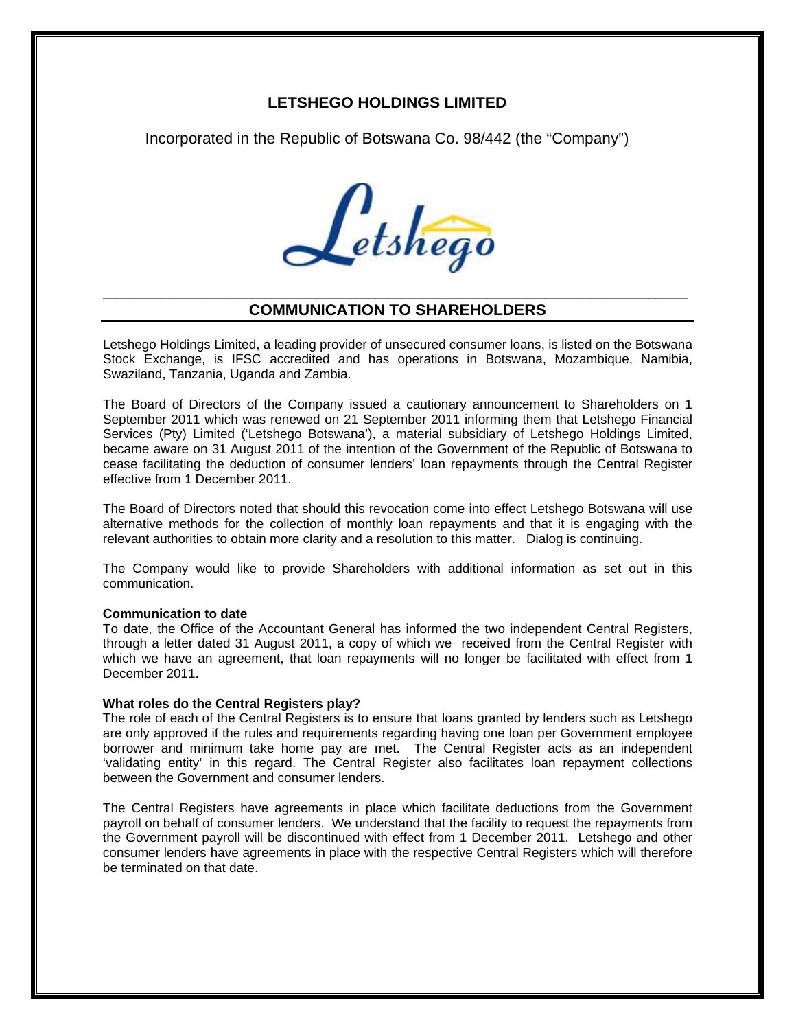# LETSHEGO HOLDINGS LIMITED

Incorporated in the Republic of Botswana Co. 98/442 (the "Company")

## COMMUNICATION TO SHAREHOLDERS

Letshego Holdings Limited, a leading provider of unsecured consumer loans, is listed on the Botswana Stock Exchange, is IFSC accredited and has operations in Botswana, Mozambique, Namibia, Swaziland, Tanzania, Uganda and Zambia.

The Board of Directors of the Company issued a cautionary announcement to Shareholders on 1 September 2011 which was renewed on 21 September 2011 informing them that Letshego Financial Services (Pty) Limited ('Letshego Botswana'), a material subsidiary of Letshego Holdings Limited, became aware on 31 August 2011 of the intention of the Government of the Republic of Botswana to cease facilitating the deduction of consumer lenders' loan repayments through the Central Register effective from 1 December 2011.

The Board of Directors noted that should this revocation come into effect Letshego Botswana will use alternative methods for the collection of monthly loan repayments and that it is engaging with the relevant authorities to obtain more clarity and a resolution to this matter. Dialog is continuing.

The Company would like to provide Shareholders with additional information as set out in this communication.

**Communication to date**

To date, the Office of the Accountant General has informed the two independent Central Registers, through a letter dated 31 August 2011, a copy of which we received from the Central Register with which we have an agreement, that loan repayments will no longer be facilitated with effect from 1 December 2011.

**What roles do the Central Registers play?**

The role of each of the Central Registers is to ensure that loans granted by lenders such as Letshego are only approved if the rules and requirements regarding having one loan per Government employee borrower and minimum take home pay are met. The Central Register acts as an independent 'validating entity' in this regard. The Central Register also facilitates loan repayment collections between the Government and consumer lenders.

The Central Registers have agreements in place which facilitate deductions from the Government payroll on behalf of consumer lenders. We understand that the facility to request the repayments from the Government payroll will be discontinued with effect from 1 December 2011. Letshego and other consumer lenders have agreements in place with the respective Central Registers which will therefore be terminated on that date.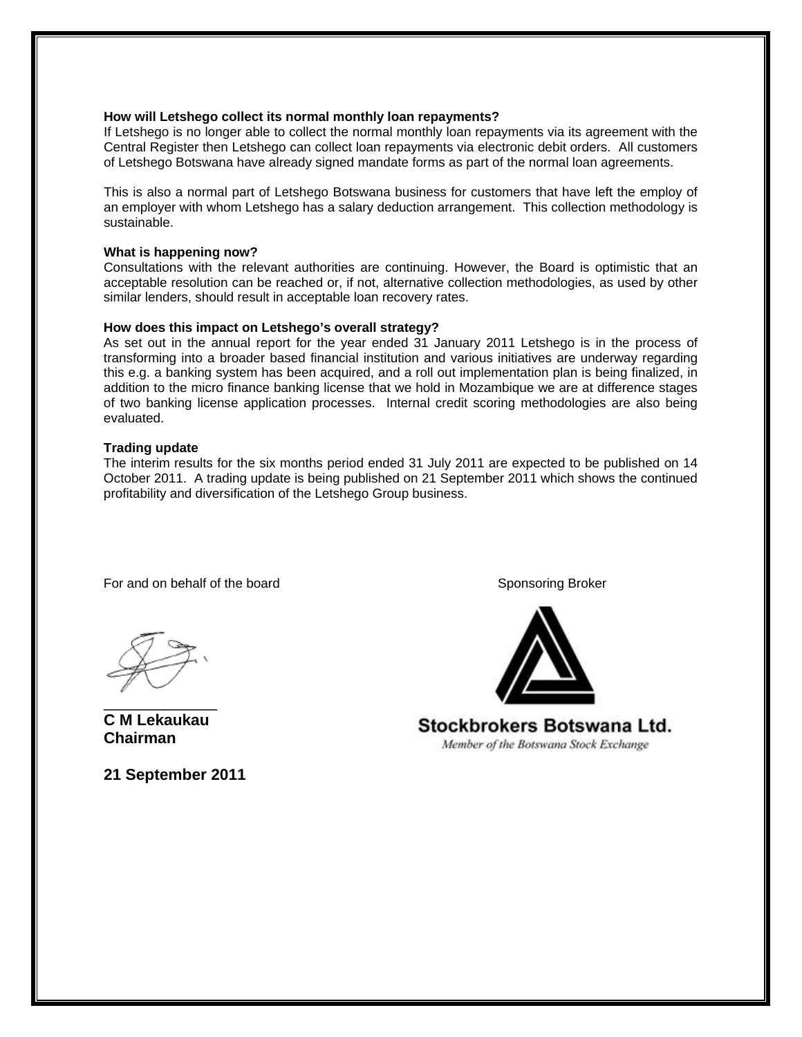**How will Letshego collect its normal monthly loan repayments?**

If Letshego is no longer able to collect the normal monthly loan repayments via its agreement with the Central Register then Letshego can collect loan repayments via electronic debit orders. All customers of Letshego Botswana have already signed mandate forms as part of the normal loan agreements.

This is also a normal part of Letshego Botswana business for customers that have left the employ of an employer with whom Letshego has a salary deduction arrangement. This collection methodology is sustainable.

**What is happening now?**

Consultations with the relevant authorities are continuing. However, the Board is optimistic that an acceptable resolution can be reached or, if not, alternative collection methodologies, as used by other similar lenders, should result in acceptable loan recovery rates.

**How does this impact on Letshego's overall strategy?**

As set out in the annual report for the year ended 31 January 2011 Letshego is in the process of transforming into a broader based financial institution and various initiatives are underway regarding this e.g. a banking system has been acquired, and a roll out implementation plan is being finalized, in addition to the micro finance banking license that we hold in Mozambique we are at difference stages of two banking license application processes. Internal credit scoring methodologies are also being evaluated.

**Trading update**

The interim results for the six months period ended 31 July 2011 are expected to be published on 14 October 2011. A trading update is being published on 21 September 2011 which shows the continued profitability and diversification of the Letshego Group business.

For and on behalf of the board

**C M Lekaukau**
**Chairman**

**21 September 2011**

Sponsoring Broker

Stockbrokers Botswana Ltd.

*Member of the Botswana Stock Exchange*